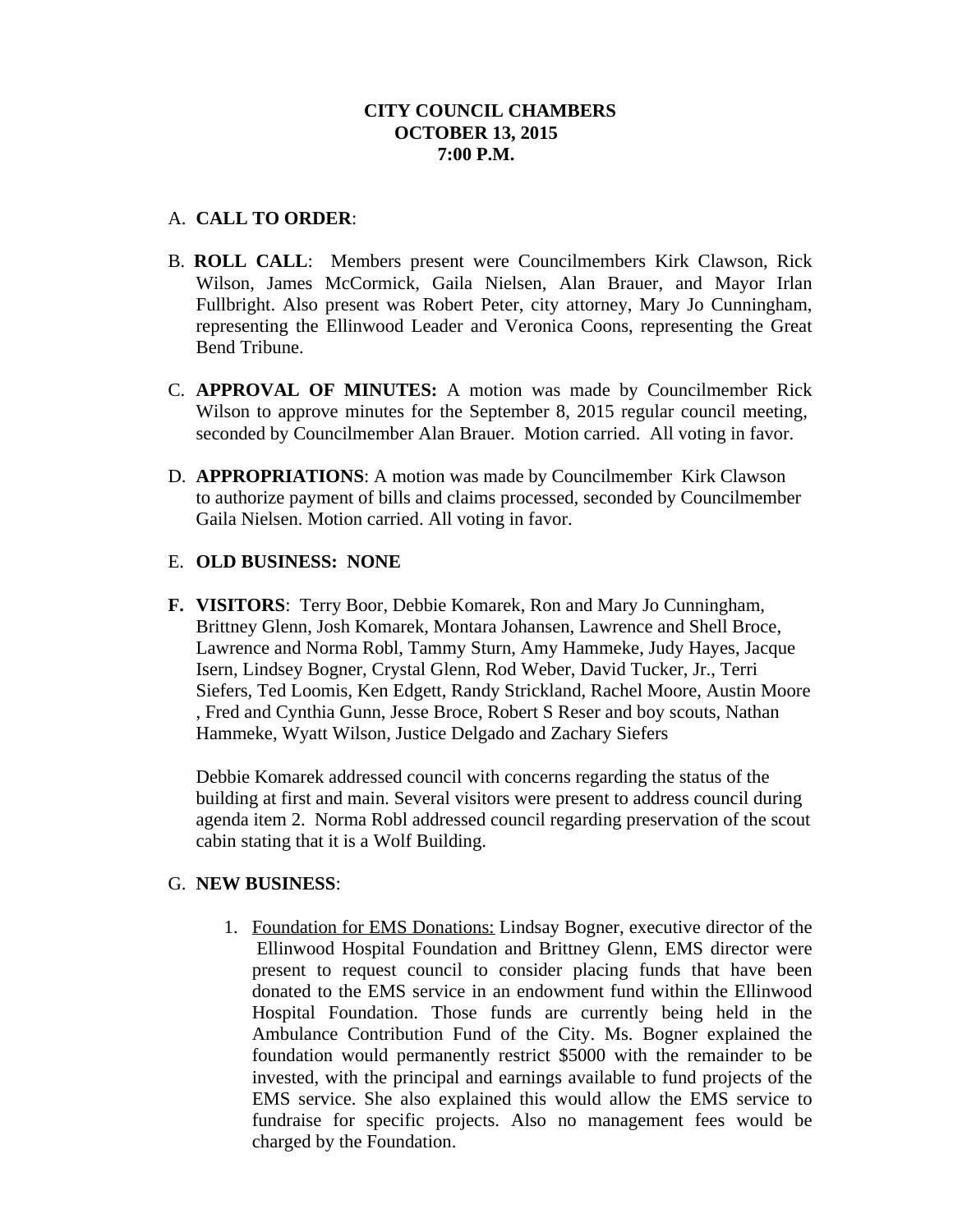**CITY COUNCIL CHAMBERS**
**OCTOBER 13, 2015**
**7:00 P.M.**

A. **CALL TO ORDER**:

B. **ROLL CALL**: Members present were Councilmembers Kirk Clawson, Rick Wilson, James McCormick, Gaila Nielsen, Alan Brauer, and Mayor Irlan Fullbright. Also present was Robert Peter, city attorney, Mary Jo Cunningham, representing the Ellinwood Leader and Veronica Coons, representing the Great Bend Tribune.

C. **APPROVAL OF MINUTES:** A motion was made by Councilmember Rick Wilson to approve minutes for the September 8, 2015 regular council meeting, seconded by Councilmember Alan Brauer. Motion carried. All voting in favor.

D. **APPROPRIATIONS**: A motion was made by Councilmember Kirk Clawson to authorize payment of bills and claims processed, seconded by Councilmember Gaila Nielsen. Motion carried. All voting in favor.

E. **OLD BUSINESS: NONE**

F. **VISITORS**: Terry Boor, Debbie Komarek, Ron and Mary Jo Cunningham, Brittney Glenn, Josh Komarek, Montara Johansen, Lawrence and Shell Broce, Lawrence and Norma Robl, Tammy Sturn, Amy Hammeke, Judy Hayes, Jacque Isern, Lindsey Bogner, Crystal Glenn, Rod Weber, David Tucker, Jr., Terri Siefers, Ted Loomis, Ken Edgett, Randy Strickland, Rachel Moore, Austin Moore , Fred and Cynthia Gunn, Jesse Broce, Robert S Reser and boy scouts, Nathan Hammeke, Wyatt Wilson, Justice Delgado and Zachary Siefers

   Debbie Komarek addressed council with concerns regarding the status of the building at first and main. Several visitors were present to address council during agenda item 2. Norma Robl addressed council regarding preservation of the scout cabin stating that it is a Wolf Building.

G. **NEW BUSINESS**:

   1. Foundation for EMS Donations: Lindsay Bogner, executive director of the Ellinwood Hospital Foundation and Brittney Glenn, EMS director were present to request council to consider placing funds that have been donated to the EMS service in an endowment fund within the Ellinwood Hospital Foundation. Those funds are currently being held in the Ambulance Contribution Fund of the City. Ms. Bogner explained the foundation would permanently restrict $5000 with the remainder to be invested, with the principal and earnings available to fund projects of the EMS service. She also explained this would allow the EMS service to fundraise for specific projects. Also no management fees would be charged by the Foundation.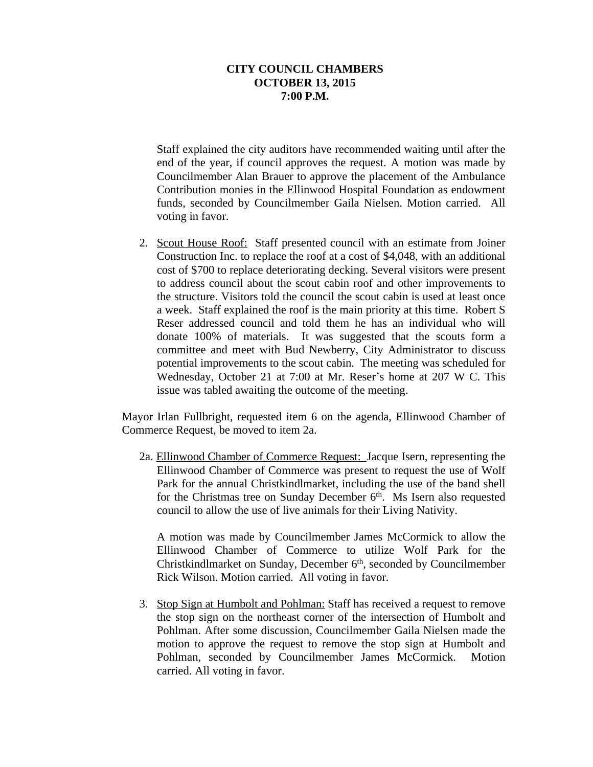**CITY COUNCIL CHAMBERS**
**OCTOBER 13, 2015**
**7:00 P.M.**

Staff explained the city auditors have recommended waiting until after the end of the year, if council approves the request. A motion was made by Councilmember Alan Brauer to approve the placement of the Ambulance Contribution monies in the Ellinwood Hospital Foundation as endowment funds, seconded by Councilmember Gaila Nielsen. Motion carried. All voting in favor.

2. Scout House Roof: Staff presented council with an estimate from Joiner Construction Inc. to replace the roof at a cost of $4,048, with an additional cost of $700 to replace deteriorating decking. Several visitors were present to address council about the scout cabin roof and other improvements to the structure. Visitors told the council the scout cabin is used at least once a week. Staff explained the roof is the main priority at this time. Robert S Reser addressed council and told them he has an individual who will donate 100% of materials. It was suggested that the scouts form a committee and meet with Bud Newberry, City Administrator to discuss potential improvements to the scout cabin. The meeting was scheduled for Wednesday, October 21 at 7:00 at Mr. Reser's home at 207 W C. This issue was tabled awaiting the outcome of the meeting.

Mayor Irlan Fullbright, requested item 6 on the agenda, Ellinwood Chamber of Commerce Request, be moved to item 2a.

2a. Ellinwood Chamber of Commerce Request: Jacque Isern, representing the Ellinwood Chamber of Commerce was present to request the use of Wolf Park for the annual Christkindlmarket, including the use of the band shell for the Christmas tree on Sunday December 6th. Ms Isern also requested council to allow the use of live animals for their Living Nativity.

A motion was made by Councilmember James McCormick to allow the Ellinwood Chamber of Commerce to utilize Wolf Park for the Christkindlmarket on Sunday, December 6th, seconded by Councilmember Rick Wilson. Motion carried. All voting in favor.

3. Stop Sign at Humbolt and Pohlman: Staff has received a request to remove the stop sign on the northeast corner of the intersection of Humbolt and Pohlman. After some discussion, Councilmember Gaila Nielsen made the motion to approve the request to remove the stop sign at Humbolt and Pohlman, seconded by Councilmember James McCormick. Motion carried. All voting in favor.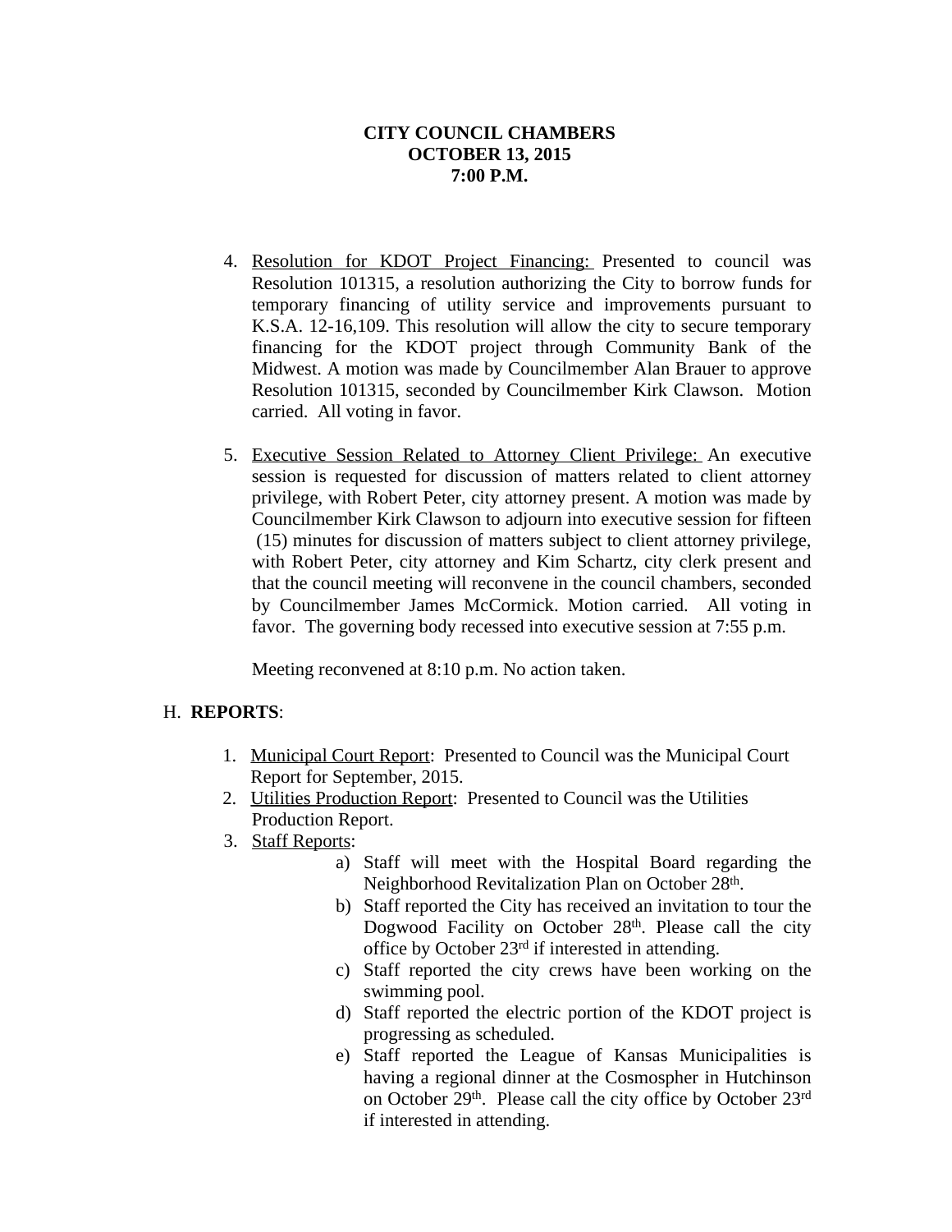**CITY COUNCIL CHAMBERS**
**OCTOBER 13, 2015**
**7:00 P.M.**

4. Resolution for KDOT Project Financing: Presented to council was Resolution 101315, a resolution authorizing the City to borrow funds for temporary financing of utility service and improvements pursuant to K.S.A. 12-16,109. This resolution will allow the city to secure temporary financing for the KDOT project through Community Bank of the Midwest. A motion was made by Councilmember Alan Brauer to approve Resolution 101315, seconded by Councilmember Kirk Clawson. Motion carried. All voting in favor.

5. Executive Session Related to Attorney Client Privilege: An executive session is requested for discussion of matters related to client attorney privilege, with Robert Peter, city attorney present. A motion was made by Councilmember Kirk Clawson to adjourn into executive session for fifteen (15) minutes for discussion of matters subject to client attorney privilege, with Robert Peter, city attorney and Kim Schartz, city clerk present and that the council meeting will reconvene in the council chambers, seconded by Councilmember James McCormick. Motion carried. All voting in favor. The governing body recessed into executive session at 7:55 p.m.

   Meeting reconvened at 8:10 p.m. No action taken.

H. **REPORTS**:

1. Municipal Court Report: Presented to Council was the Municipal Court Report for September, 2015.
2. Utilities Production Report: Presented to Council was the Utilities Production Report.
3. Staff Reports:
   a) Staff will meet with the Hospital Board regarding the Neighborhood Revitalization Plan on October 28th.
   b) Staff reported the City has received an invitation to tour the Dogwood Facility on October 28th. Please call the city office by October 23rd if interested in attending.
   c) Staff reported the city crews have been working on the swimming pool.
   d) Staff reported the electric portion of the KDOT project is progressing as scheduled.
   e) Staff reported the League of Kansas Municipalities is having a regional dinner at the Cosmospher in Hutchinson on October 29th. Please call the city office by October 23rd if interested in attending.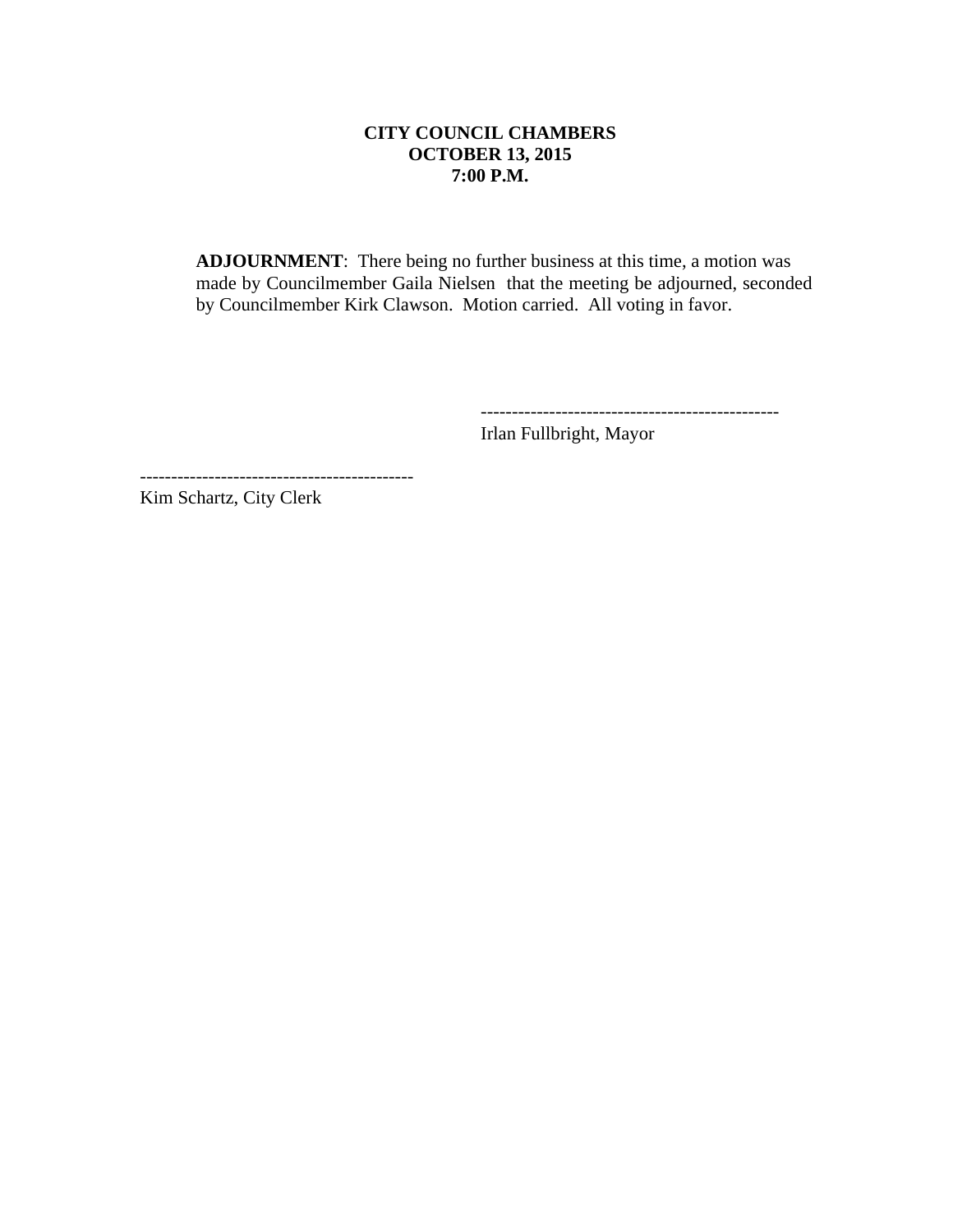**CITY COUNCIL CHAMBERS**
**OCTOBER 13, 2015**
**7:00 P.M.**

**ADJOURNMENT**: There being no further business at this time, a motion was made by Councilmember Gaila Nielsen that the meeting be adjourned, seconded by Councilmember Kirk Clawson. Motion carried. All voting in favor.

------------------------------------------------
Irlan Fullbright, Mayor

--------------------------------------------
Kim Schartz, City Clerk